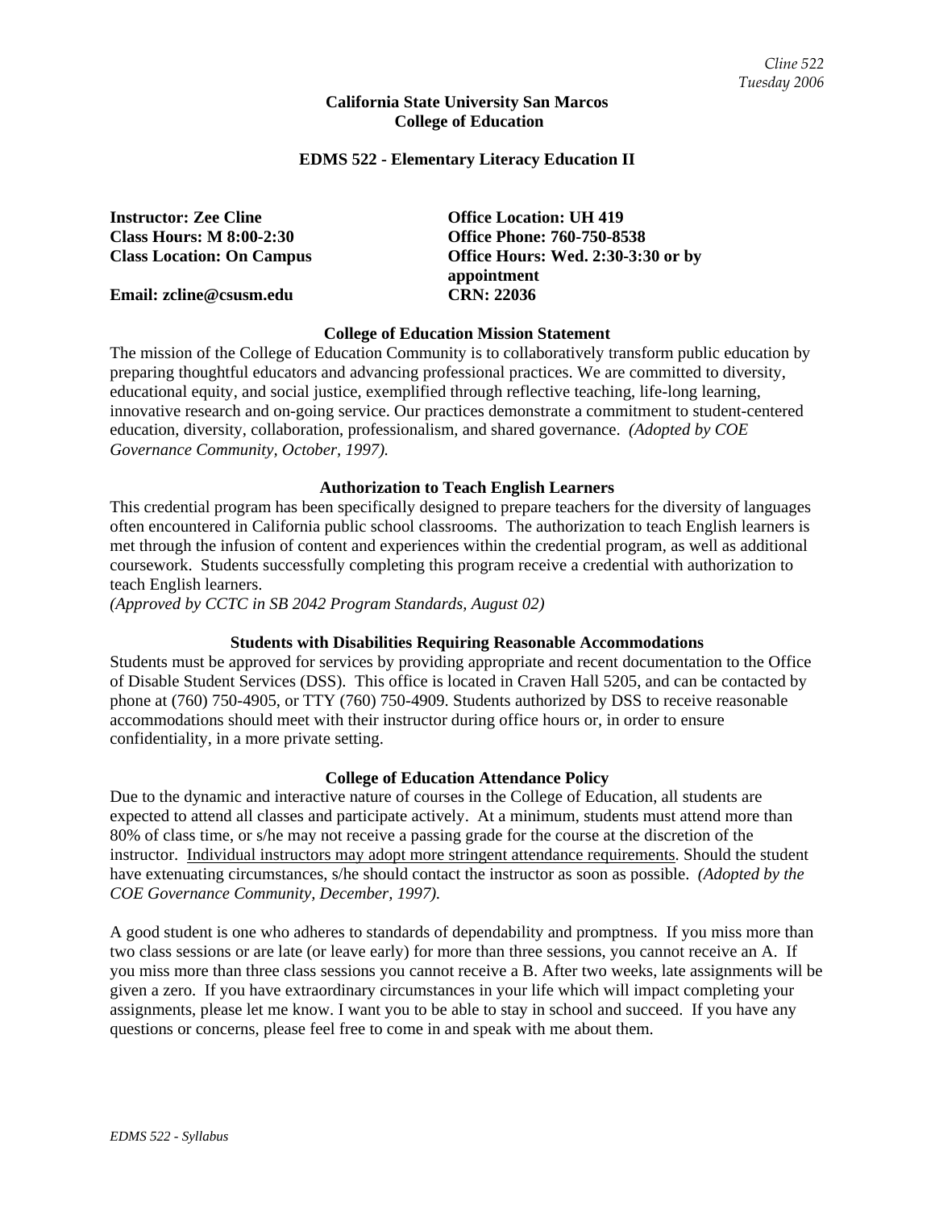# California State University San Marcos
## College of Education

### EDMS 522 - Elementary Literacy Education II

**Instructor: Zee Cline**
**Class Hours: M 8:00-2:30**
**Class Location: On Campus**
**Email: zcline@csusm.edu**

**Office Location: UH 419**
**Office Phone: 760-750-8538**
**Office Hours: Wed. 2:30-3:30 or by appointment**
**CRN: 22036**

### College of Education Mission Statement

The mission of the College of Education Community is to collaboratively transform public education by preparing thoughtful educators and advancing professional practices. We are committed to diversity, educational equity, and social justice, exemplified through reflective teaching, life-long learning, innovative research and on-going service. Our practices demonstrate a commitment to student-centered education, diversity, collaboration, professionalism, and shared governance. *(Adopted by COE Governance Community, October, 1997).*

### Authorization to Teach English Learners

This credential program has been specifically designed to prepare teachers for the diversity of languages often encountered in California public school classrooms. The authorization to teach English learners is met through the infusion of content and experiences within the credential program, as well as additional coursework. Students successfully completing this program receive a credential with authorization to teach English learners.
*(Approved by CCTC in SB 2042 Program Standards, August 02)*

### Students with Disabilities Requiring Reasonable Accommodations

Students must be approved for services by providing appropriate and recent documentation to the Office of Disable Student Services (DSS). This office is located in Craven Hall 5205, and can be contacted by phone at (760) 750-4905, or TTY (760) 750-4909. Students authorized by DSS to receive reasonable accommodations should meet with their instructor during office hours or, in order to ensure confidentiality, in a more private setting.

### College of Education Attendance Policy

Due to the dynamic and interactive nature of courses in the College of Education, all students are expected to attend all classes and participate actively. At a minimum, students must attend more than 80% of class time, or s/he may not receive a passing grade for the course at the discretion of the instructor. Individual instructors may adopt more stringent attendance requirements. Should the student have extenuating circumstances, s/he should contact the instructor as soon as possible. *(Adopted by the COE Governance Community, December, 1997).*

A good student is one who adheres to standards of dependability and promptness. If you miss more than two class sessions or are late (or leave early) for more than three sessions, you cannot receive an A. If you miss more than three class sessions you cannot receive a B. After two weeks, late assignments will be given a zero. If you have extraordinary circumstances in your life which will impact completing your assignments, please let me know. I want you to be able to stay in school and succeed. If you have any questions or concerns, please feel free to come in and speak with me about them.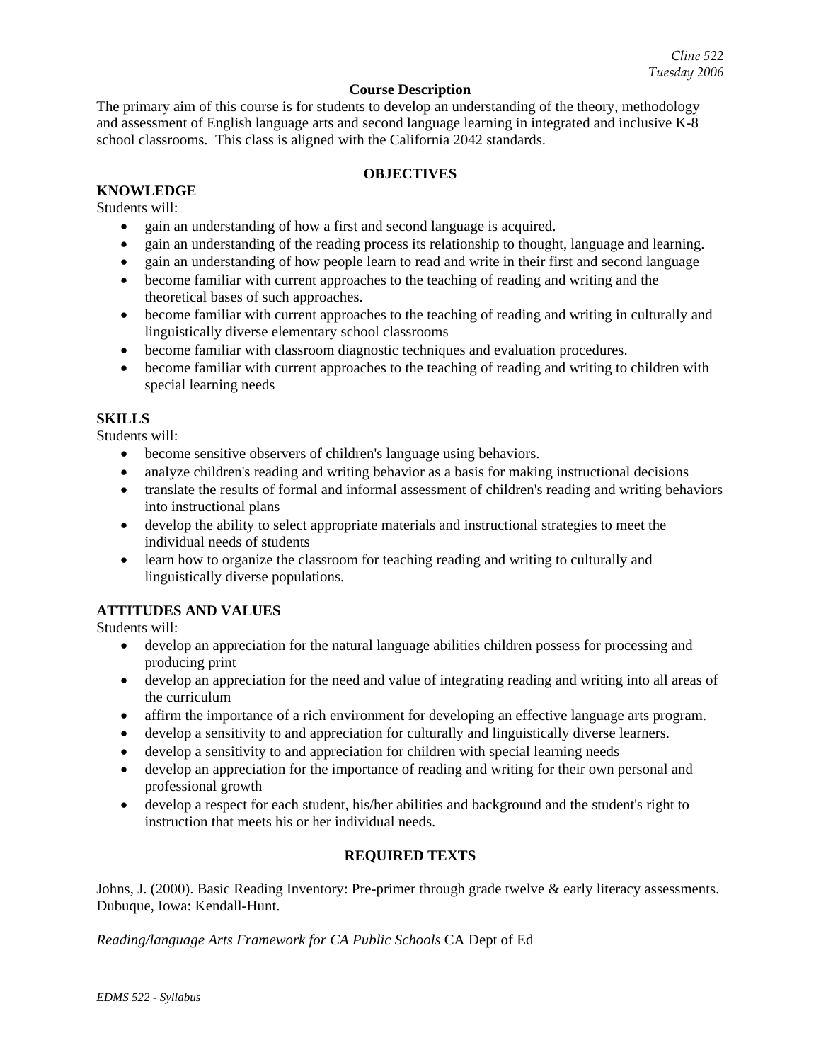## Course Description

The primary aim of this course is for students to develop an understanding of the theory, methodology and assessment of English language arts and second language learning in integrated and inclusive K-8 school classrooms. This class is aligned with the California 2042 standards.

## OBJECTIVES

### KNOWLEDGE

Students will:

- gain an understanding of how a first and second language is acquired.
- gain an understanding of the reading process its relationship to thought, language and learning.
- gain an understanding of how people learn to read and write in their first and second language
- become familiar with current approaches to the teaching of reading and writing and the theoretical bases of such approaches.
- become familiar with current approaches to the teaching of reading and writing in culturally and linguistically diverse elementary school classrooms
- become familiar with classroom diagnostic techniques and evaluation procedures.
- become familiar with current approaches to the teaching of reading and writing to children with special learning needs

### SKILLS

Students will:

- become sensitive observers of children's language using behaviors.
- analyze children's reading and writing behavior as a basis for making instructional decisions
- translate the results of formal and informal assessment of children's reading and writing behaviors into instructional plans
- develop the ability to select appropriate materials and instructional strategies to meet the individual needs of students
- learn how to organize the classroom for teaching reading and writing to culturally and linguistically diverse populations.

### ATTITUDES AND VALUES

Students will:

- develop an appreciation for the natural language abilities children possess for processing and producing print
- develop an appreciation for the need and value of integrating reading and writing into all areas of the curriculum
- affirm the importance of a rich environment for developing an effective language arts program.
- develop a sensitivity to and appreciation for culturally and linguistically diverse learners.
- develop a sensitivity to and appreciation for children with special learning needs
- develop an appreciation for the importance of reading and writing for their own personal and professional growth
- develop a respect for each student, his/her abilities and background and the student's right to instruction that meets his or her individual needs.

## REQUIRED TEXTS

Johns, J. (2000). Basic Reading Inventory: Pre-primer through grade twelve & early literacy assessments. Dubuque, Iowa: Kendall-Hunt.

*Reading/language Arts Framework for CA Public Schools* CA Dept of Ed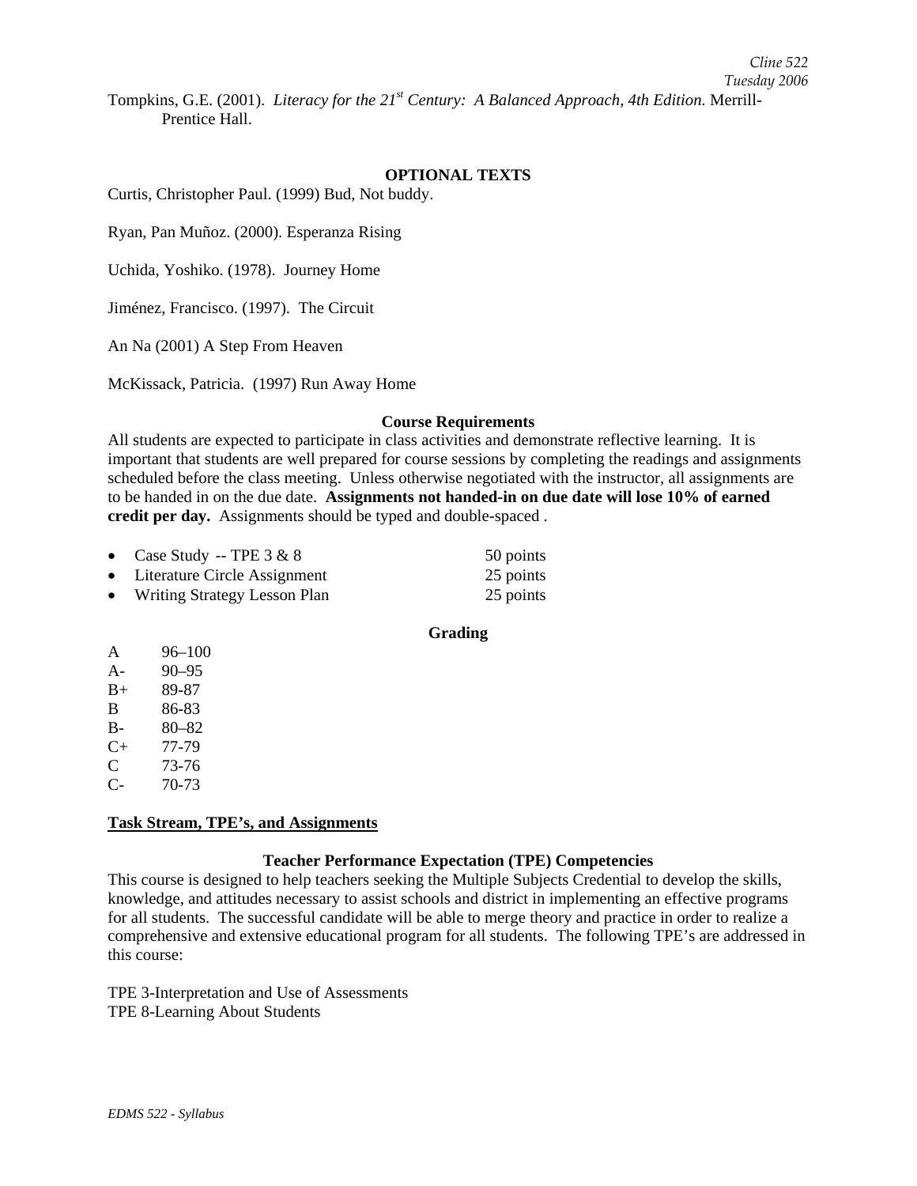Tompkins, G.E. (2001). *Literacy for the 21st Century: A Balanced Approach, 4th Edition.* Merrill-Prentice Hall.

### OPTIONAL TEXTS

Curtis, Christopher Paul. (1999) Bud, Not buddy.

Ryan, Pan Muñoz. (2000). Esperanza Rising

Uchida, Yoshiko. (1978). Journey Home

Jiménez, Francisco. (1997). The Circuit

An Na (2001) A Step From Heaven

McKissack, Patricia. (1997) Run Away Home

### Course Requirements

All students are expected to participate in class activities and demonstrate reflective learning. It is important that students are well prepared for course sessions by completing the readings and assignments scheduled before the class meeting. Unless otherwise negotiated with the instructor, all assignments are to be handed in on the due date. **Assignments not handed-in on due date will lose 10% of earned credit per day.** Assignments should be typed and double-spaced .

- Case Study -- TPE 3 & 8 — 50 points
- Literature Circle Assignment — 25 points
- Writing Strategy Lesson Plan — 25 points

### Grading

| | |
|---|---|
| A | 96–100 |
| A- | 90–95 |
| B+ | 89-87 |
| B | 86-83 |
| B- | 80–82 |
| C+ | 77-79 |
| C | 73-76 |
| C- | 70-73 |

## Task Stream, TPE's, and Assignments

### Teacher Performance Expectation (TPE) Competencies

This course is designed to help teachers seeking the Multiple Subjects Credential to develop the skills, knowledge, and attitudes necessary to assist schools and district in implementing an effective programs for all students. The successful candidate will be able to merge theory and practice in order to realize a comprehensive and extensive educational program for all students. The following TPE's are addressed in this course:

TPE 3-Interpretation and Use of Assessments
TPE 8-Learning About Students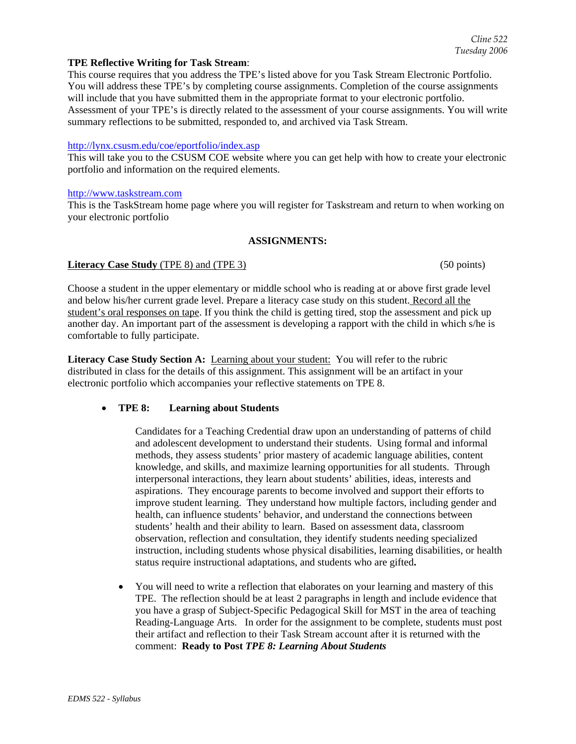**TPE Reflective Writing for Task Stream**:
This course requires that you address the TPE's listed above for you Task Stream Electronic Portfolio. You will address these TPE's by completing course assignments. Completion of the course assignments will include that you have submitted them in the appropriate format to your electronic portfolio. Assessment of your TPE's is directly related to the assessment of your course assignments. You will write summary reflections to be submitted, responded to, and archived via Task Stream.

http://lynx.csusm.edu/coe/eportfolio/index.asp
This will take you to the CSUSM COE website where you can get help with how to create your electronic portfolio and information on the required elements.

http://www.taskstream.com
This is the TaskStream home page where you will register for Taskstream and return to when working on your electronic portfolio

**ASSIGNMENTS:**

**Literacy Case Study** (TPE 8) and (TPE 3) (50 points)

Choose a student in the upper elementary or middle school who is reading at or above first grade level and below his/her current grade level. Prepare a literacy case study on this student. Record all the student's oral responses on tape. If you think the child is getting tired, stop the assessment and pick up another day. An important part of the assessment is developing a rapport with the child in which s/he is comfortable to fully participate.

**Literacy Case Study Section A:** Learning about your student: You will refer to the rubric distributed in class for the details of this assignment. This assignment will be an artifact in your electronic portfolio which accompanies your reflective statements on TPE 8.

- **TPE 8: Learning about Students**

  Candidates for a Teaching Credential draw upon an understanding of patterns of child and adolescent development to understand their students. Using formal and informal methods, they assess students' prior mastery of academic language abilities, content knowledge, and skills, and maximize learning opportunities for all students. Through interpersonal interactions, they learn about students' abilities, ideas, interests and aspirations. They encourage parents to become involved and support their efforts to improve student learning. They understand how multiple factors, including gender and health, can influence students' behavior, and understand the connections between students' health and their ability to learn. Based on assessment data, classroom observation, reflection and consultation, they identify students needing specialized instruction, including students whose physical disabilities, learning disabilities, or health status require instructional adaptations, and students who are gifted**.**

  - You will need to write a reflection that elaborates on your learning and mastery of this TPE. The reflection should be at least 2 paragraphs in length and include evidence that you have a grasp of Subject-Specific Pedagogical Skill for MST in the area of teaching Reading-Language Arts. In order for the assignment to be complete, students must post their artifact and reflection to their Task Stream account after it is returned with the comment: **Ready to Post** ***TPE 8: Learning About Students***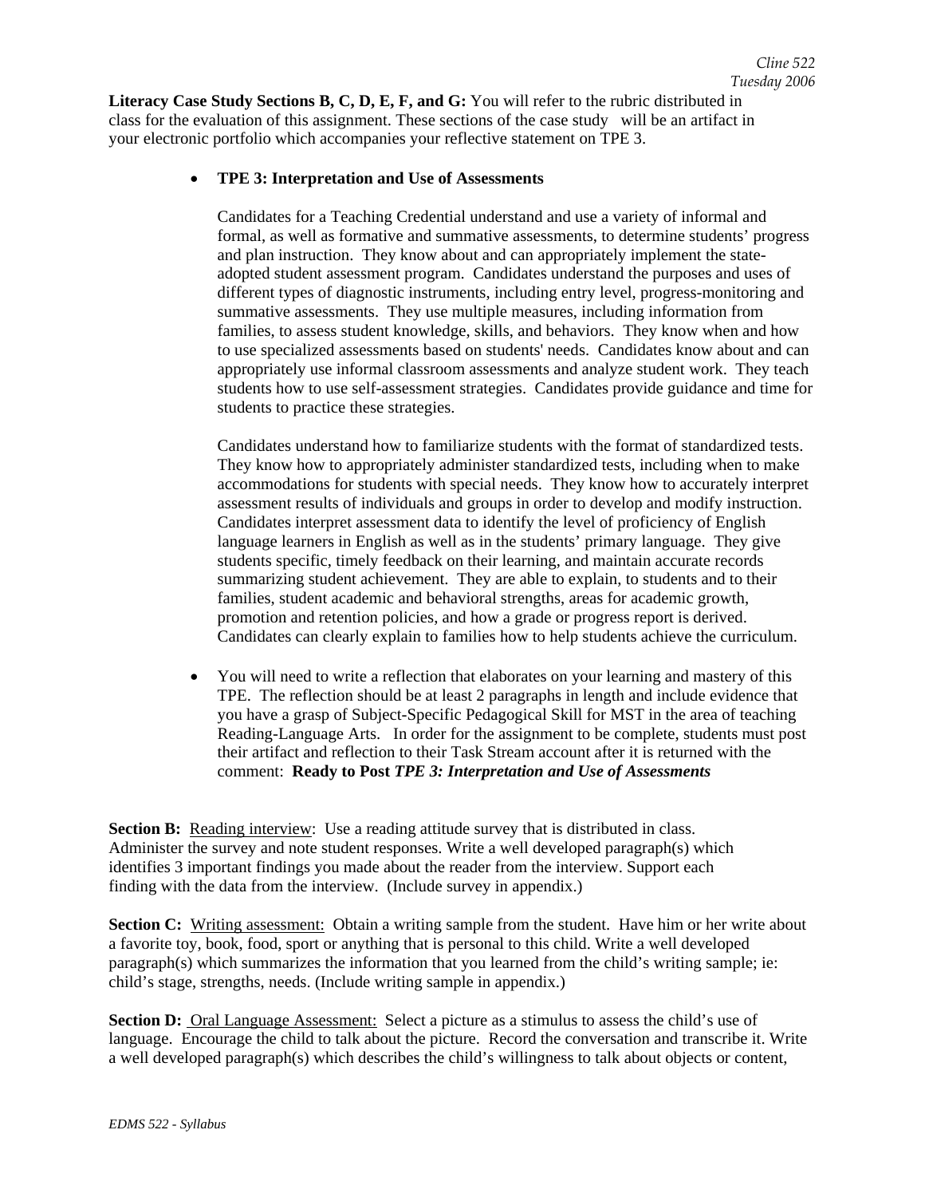**Literacy Case Study Sections B, C, D, E, F, and G:** You will refer to the rubric distributed in class for the evaluation of this assignment. These sections of the case study will be an artifact in your electronic portfolio which accompanies your reflective statement on TPE 3.

- **TPE 3: Interpretation and Use of Assessments**

  Candidates for a Teaching Credential understand and use a variety of informal and formal, as well as formative and summative assessments, to determine students' progress and plan instruction. They know about and can appropriately implement the state-adopted student assessment program. Candidates understand the purposes and uses of different types of diagnostic instruments, including entry level, progress-monitoring and summative assessments. They use multiple measures, including information from families, to assess student knowledge, skills, and behaviors. They know when and how to use specialized assessments based on students' needs. Candidates know about and can appropriately use informal classroom assessments and analyze student work. They teach students how to use self-assessment strategies. Candidates provide guidance and time for students to practice these strategies.

  Candidates understand how to familiarize students with the format of standardized tests. They know how to appropriately administer standardized tests, including when to make accommodations for students with special needs. They know how to accurately interpret assessment results of individuals and groups in order to develop and modify instruction. Candidates interpret assessment data to identify the level of proficiency of English language learners in English as well as in the students' primary language. They give students specific, timely feedback on their learning, and maintain accurate records summarizing student achievement. They are able to explain, to students and to their families, student academic and behavioral strengths, areas for academic growth, promotion and retention policies, and how a grade or progress report is derived. Candidates can clearly explain to families how to help students achieve the curriculum.

- You will need to write a reflection that elaborates on your learning and mastery of this TPE. The reflection should be at least 2 paragraphs in length and include evidence that you have a grasp of Subject-Specific Pedagogical Skill for MST in the area of teaching Reading-Language Arts. In order for the assignment to be complete, students must post their artifact and reflection to their Task Stream account after it is returned with the comment: **Ready to Post** ***TPE 3: Interpretation and Use of Assessments***

**Section B:** Reading interview: Use a reading attitude survey that is distributed in class. Administer the survey and note student responses. Write a well developed paragraph(s) which identifies 3 important findings you made about the reader from the interview. Support each finding with the data from the interview. (Include survey in appendix.)

**Section C:** Writing assessment: Obtain a writing sample from the student. Have him or her write about a favorite toy, book, food, sport or anything that is personal to this child. Write a well developed paragraph(s) which summarizes the information that you learned from the child's writing sample; ie: child's stage, strengths, needs. (Include writing sample in appendix.)

**Section D:** Oral Language Assessment: Select a picture as a stimulus to assess the child's use of language. Encourage the child to talk about the picture. Record the conversation and transcribe it. Write a well developed paragraph(s) which describes the child's willingness to talk about objects or content,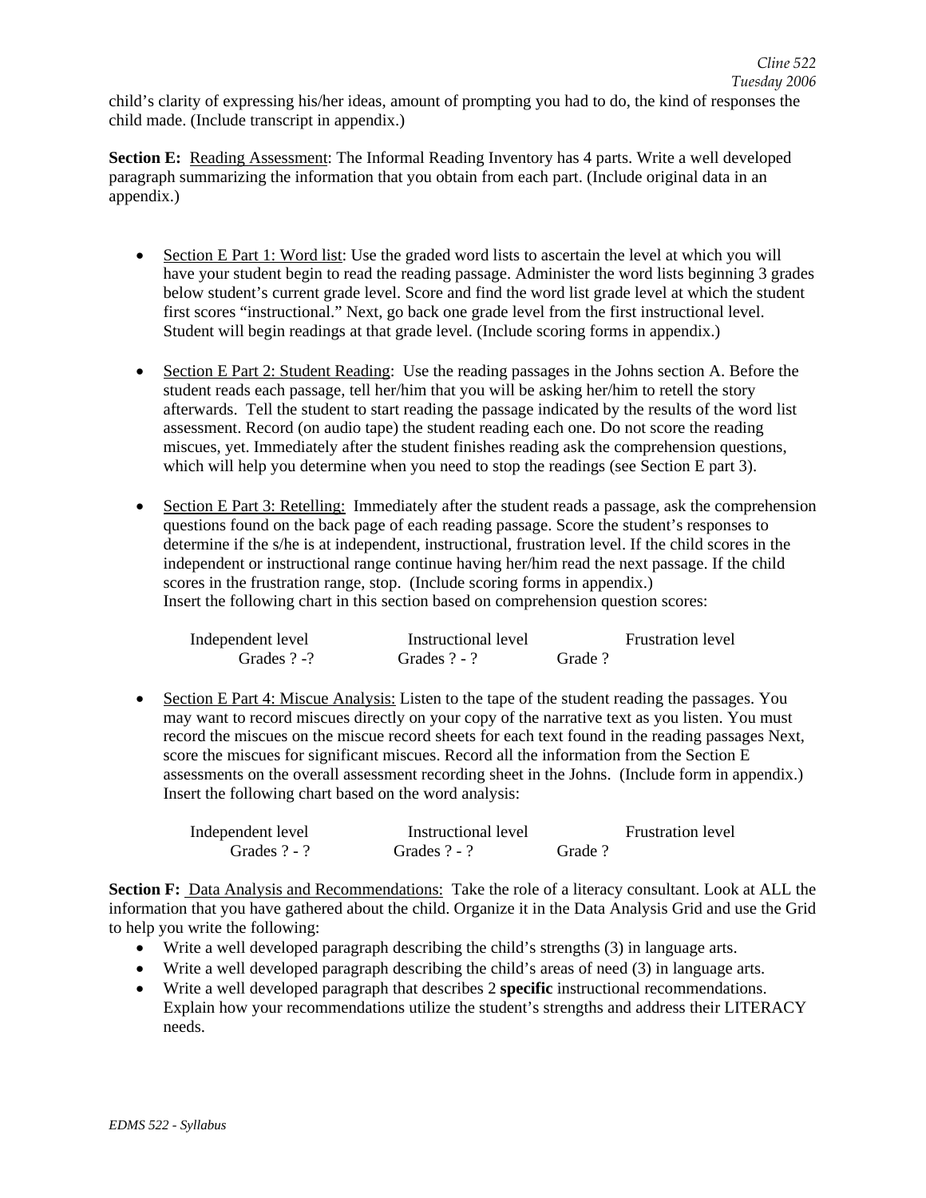child's clarity of expressing his/her ideas, amount of prompting you had to do, the kind of responses the child made. (Include transcript in appendix.)

**Section E:** Reading Assessment: The Informal Reading Inventory has 4 parts. Write a well developed paragraph summarizing the information that you obtain from each part. (Include original data in an appendix.)

- Section E Part 1: Word list: Use the graded word lists to ascertain the level at which you will have your student begin to read the reading passage. Administer the word lists beginning 3 grades below student's current grade level. Score and find the word list grade level at which the student first scores "instructional." Next, go back one grade level from the first instructional level. Student will begin readings at that grade level. (Include scoring forms in appendix.)

- Section E Part 2: Student Reading: Use the reading passages in the Johns section A. Before the student reads each passage, tell her/him that you will be asking her/him to retell the story afterwards. Tell the student to start reading the passage indicated by the results of the word list assessment. Record (on audio tape) the student reading each one. Do not score the reading miscues, yet. Immediately after the student finishes reading ask the comprehension questions, which will help you determine when you need to stop the readings (see Section E part 3).

- Section E Part 3: Retelling: Immediately after the student reads a passage, ask the comprehension questions found on the back page of each reading passage. Score the student's responses to determine if the s/he is at independent, instructional, frustration level. If the child scores in the independent or instructional range continue having her/him read the next passage. If the child scores in the frustration range, stop. (Include scoring forms in appendix.)
  Insert the following chart in this section based on comprehension question scores:

  | Independent level | Instructional level | Frustration level |
  |---|---|---|
  | Grades ? -? | Grades ? - ? | Grade ? |

- Section E Part 4: Miscue Analysis: Listen to the tape of the student reading the passages. You may want to record miscues directly on your copy of the narrative text as you listen. You must record the miscues on the miscue record sheets for each text found in the reading passages Next, score the miscues for significant miscues. Record all the information from the Section E assessments on the overall assessment recording sheet in the Johns. (Include form in appendix.)
  Insert the following chart based on the word analysis:

  | Independent level | Instructional level | Frustration level |
  |---|---|---|
  | Grades ? - ? | Grades ? - ? | Grade ? |

**Section F:** Data Analysis and Recommendations: Take the role of a literacy consultant. Look at ALL the information that you have gathered about the child. Organize it in the Data Analysis Grid and use the Grid to help you write the following:

- Write a well developed paragraph describing the child's strengths (3) in language arts.
- Write a well developed paragraph describing the child's areas of need (3) in language arts.
- Write a well developed paragraph that describes 2 **specific** instructional recommendations. Explain how your recommendations utilize the student's strengths and address their LITERACY needs.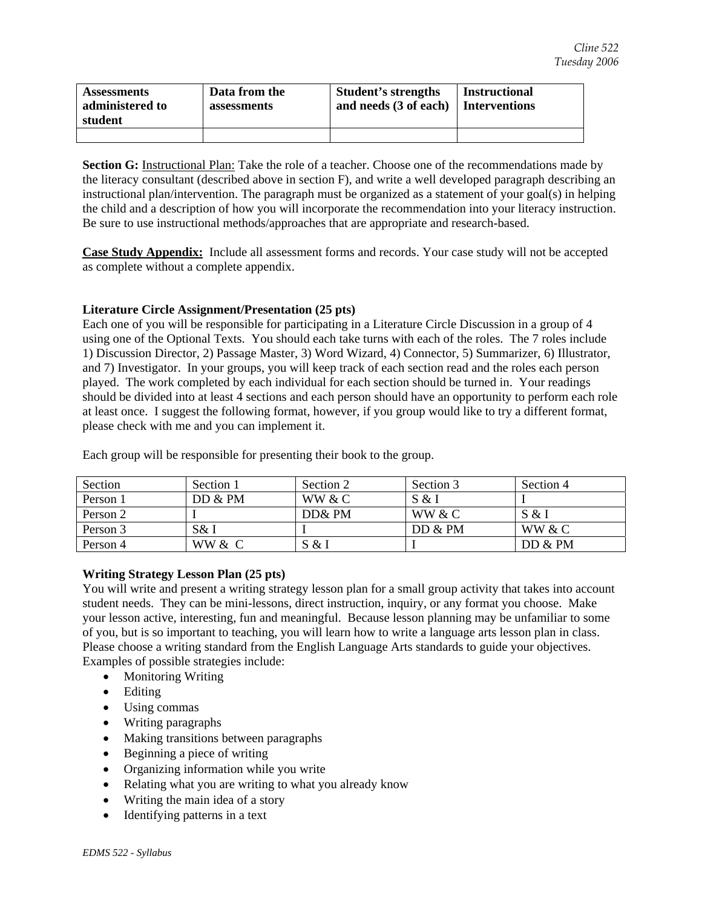| Assessments administered to student | Data from the assessments | Student's strengths and needs (3 of each) | Instructional Interventions |
|---|---|---|---|
| | | | |

**Section G:** Instructional Plan: Take the role of a teacher. Choose one of the recommendations made by the literacy consultant (described above in section F), and write a well developed paragraph describing an instructional plan/intervention. The paragraph must be organized as a statement of your goal(s) in helping the child and a description of how you will incorporate the recommendation into your literacy instruction. Be sure to use instructional methods/approaches that are appropriate and research-based.

**Case Study Appendix:** Include all assessment forms and records. Your case study will not be accepted as complete without a complete appendix.

### Literature Circle Assignment/Presentation (25 pts)

Each one of you will be responsible for participating in a Literature Circle Discussion in a group of 4 using one of the Optional Texts. You should each take turns with each of the roles. The 7 roles include 1) Discussion Director, 2) Passage Master, 3) Word Wizard, 4) Connector, 5) Summarizer, 6) Illustrator, and 7) Investigator. In your groups, you will keep track of each section read and the roles each person played. The work completed by each individual for each section should be turned in. Your readings should be divided into at least 4 sections and each person should have an opportunity to perform each role at least once. I suggest the following format, however, if you group would like to try a different format, please check with me and you can implement it.

Each group will be responsible for presenting their book to the group.

| Section | Section 1 | Section 2 | Section 3 | Section 4 |
|---|---|---|---|---|
| Person 1 | DD & PM | WW & C | S & I | I |
| Person 2 | I | DD& PM | WW & C | S & I |
| Person 3 | S& I | I | DD & PM | WW & C |
| Person 4 | WW & C | S & I | I | DD & PM |

### Writing Strategy Lesson Plan (25 pts)

You will write and present a writing strategy lesson plan for a small group activity that takes into account student needs. They can be mini-lessons, direct instruction, inquiry, or any format you choose. Make your lesson active, interesting, fun and meaningful. Because lesson planning may be unfamiliar to some of you, but is so important to teaching, you will learn how to write a language arts lesson plan in class. Please choose a writing standard from the English Language Arts standards to guide your objectives. Examples of possible strategies include:

- Monitoring Writing
- Editing
- Using commas
- Writing paragraphs
- Making transitions between paragraphs
- Beginning a piece of writing
- Organizing information while you write
- Relating what you are writing to what you already know
- Writing the main idea of a story
- Identifying patterns in a text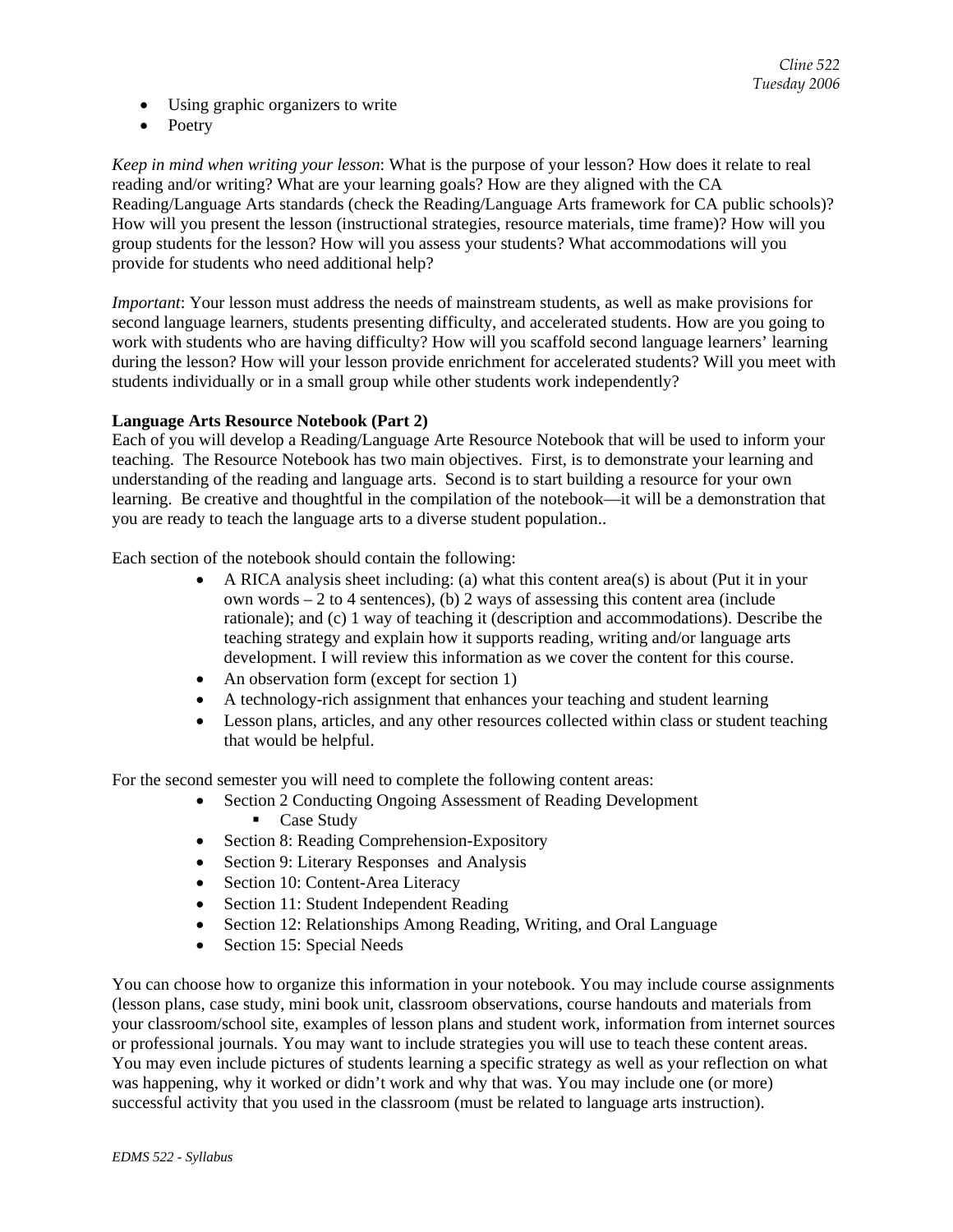- Using graphic organizers to write
- Poetry

*Keep in mind when writing your lesson*: What is the purpose of your lesson? How does it relate to real reading and/or writing? What are your learning goals? How are they aligned with the CA Reading/Language Arts standards (check the Reading/Language Arts framework for CA public schools)? How will you present the lesson (instructional strategies, resource materials, time frame)? How will you group students for the lesson? How will you assess your students? What accommodations will you provide for students who need additional help?

*Important*: Your lesson must address the needs of mainstream students, as well as make provisions for second language learners, students presenting difficulty, and accelerated students. How are you going to work with students who are having difficulty? How will you scaffold second language learners' learning during the lesson? How will your lesson provide enrichment for accelerated students? Will you meet with students individually or in a small group while other students work independently?

**Language Arts Resource Notebook (Part 2)**

Each of you will develop a Reading/Language Arte Resource Notebook that will be used to inform your teaching. The Resource Notebook has two main objectives. First, is to demonstrate your learning and understanding of the reading and language arts. Second is to start building a resource for your own learning. Be creative and thoughtful in the compilation of the notebook—it will be a demonstration that you are ready to teach the language arts to a diverse student population..

Each section of the notebook should contain the following:

- A RICA analysis sheet including: (a) what this content area(s) is about (Put it in your own words – 2 to 4 sentences), (b) 2 ways of assessing this content area (include rationale); and (c) 1 way of teaching it (description and accommodations). Describe the teaching strategy and explain how it supports reading, writing and/or language arts development. I will review this information as we cover the content for this course.
- An observation form (except for section 1)
- A technology-rich assignment that enhances your teaching and student learning
- Lesson plans, articles, and any other resources collected within class or student teaching that would be helpful.

For the second semester you will need to complete the following content areas:

- Section 2 Conducting Ongoing Assessment of Reading Development
  - Case Study
- Section 8: Reading Comprehension-Expository
- Section 9: Literary Responses and Analysis
- Section 10: Content-Area Literacy
- Section 11: Student Independent Reading
- Section 12: Relationships Among Reading, Writing, and Oral Language
- Section 15: Special Needs

You can choose how to organize this information in your notebook. You may include course assignments (lesson plans, case study, mini book unit, classroom observations, course handouts and materials from your classroom/school site, examples of lesson plans and student work, information from internet sources or professional journals. You may want to include strategies you will use to teach these content areas. You may even include pictures of students learning a specific strategy as well as your reflection on what was happening, why it worked or didn't work and why that was. You may include one (or more) successful activity that you used in the classroom (must be related to language arts instruction).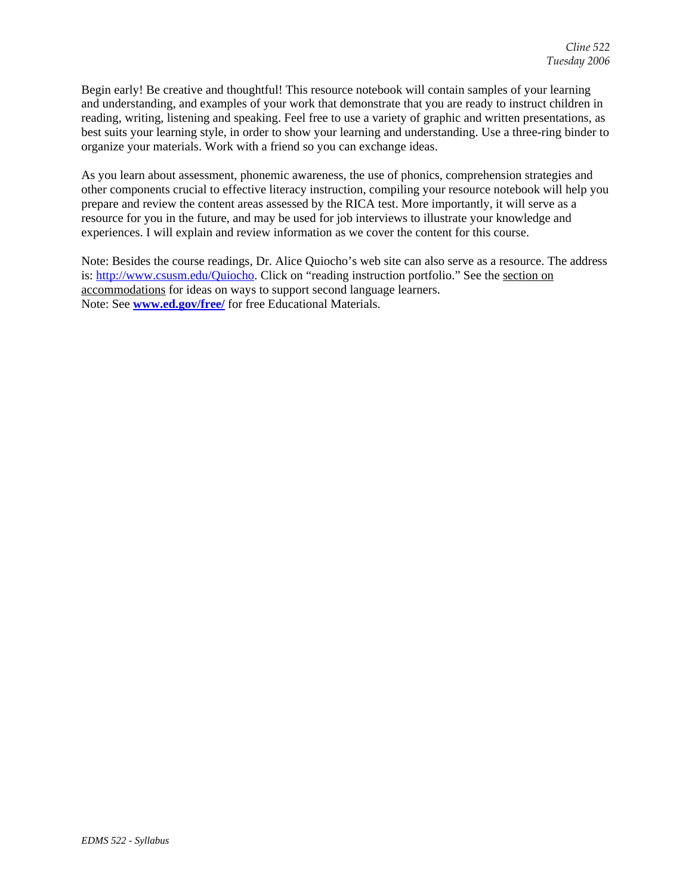Begin early! Be creative and thoughtful! This resource notebook will contain samples of your learning and understanding, and examples of your work that demonstrate that you are ready to instruct children in reading, writing, listening and speaking. Feel free to use a variety of graphic and written presentations, as best suits your learning style, in order to show your learning and understanding. Use a three-ring binder to organize your materials. Work with a friend so you can exchange ideas.

As you learn about assessment, phonemic awareness, the use of phonics, comprehension strategies and other components crucial to effective literacy instruction, compiling your resource notebook will help you prepare and review the content areas assessed by the RICA test. More importantly, it will serve as a resource for you in the future, and may be used for job interviews to illustrate your knowledge and experiences. I will explain and review information as we cover the content for this course.

Note: Besides the course readings, Dr. Alice Quiocho's web site can also serve as a resource. The address is: http://www.csusm.edu/Quiocho. Click on "reading instruction portfolio." See the section on accommodations for ideas on ways to support second language learners.
Note: See **www.ed.gov/free/** for free Educational Materials.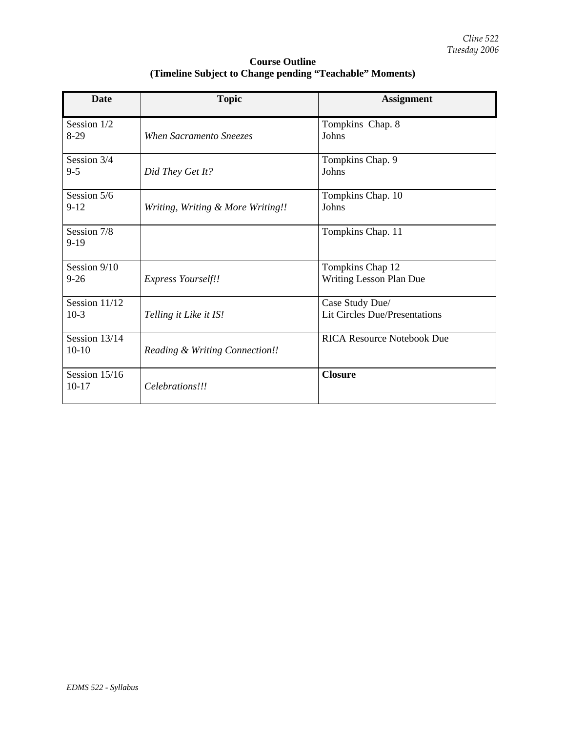**Course Outline**
**(Timeline Subject to Change pending "Teachable" Moments)**

| Date | Topic | Assignment |
|---|---|---|
| Session 1/2<br>8-29 | *When Sacramento Sneezes* | Tompkins Chap. 8<br>Johns |
| Session 3/4<br>9-5 | *Did They Get It?* | Tompkins Chap. 9<br>Johns |
| Session 5/6<br>9-12 | *Writing, Writing & More Writing!!* | Tompkins Chap. 10<br>Johns |
| Session 7/8<br>9-19 | | Tompkins Chap. 11 |
| Session 9/10<br>9-26 | *Express Yourself!!* | Tompkins Chap 12<br>Writing Lesson Plan Due |
| Session 11/12<br>10-3 | *Telling it Like it IS!* | Case Study Due/<br>Lit Circles Due/Presentations |
| Session 13/14<br>10-10 | *Reading & Writing Connection!!* | RICA Resource Notebook Due |
| Session 15/16<br>10-17 | *Celebrations!!!* | **Closure** |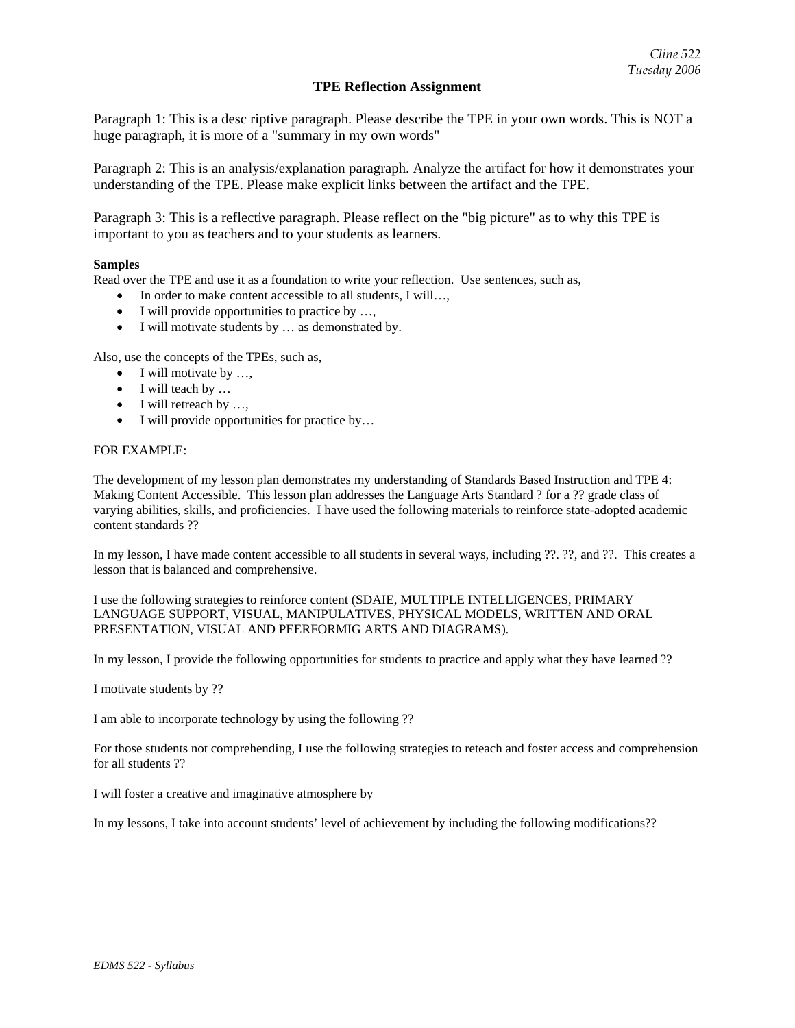## TPE Reflection Assignment

Paragraph 1: This is a desc riptive paragraph. Please describe the TPE in your own words. This is NOT a huge paragraph, it is more of a "summary in my own words"

Paragraph 2: This is an analysis/explanation paragraph. Analyze the artifact for how it demonstrates your understanding of the TPE. Please make explicit links between the artifact and the TPE.

Paragraph 3: This is a reflective paragraph. Please reflect on the "big picture" as to why this TPE is important to you as teachers and to your students as learners.

**Samples**

Read over the TPE and use it as a foundation to write your reflection. Use sentences, such as,

- In order to make content accessible to all students, I will…,
- I will provide opportunities to practice by …,
- I will motivate students by … as demonstrated by.

Also, use the concepts of the TPEs, such as,

- I will motivate by …,
- I will teach by …
- I will retreach by …,
- I will provide opportunities for practice by…

FOR EXAMPLE:

The development of my lesson plan demonstrates my understanding of Standards Based Instruction and TPE 4: Making Content Accessible. This lesson plan addresses the Language Arts Standard ? for a ?? grade class of varying abilities, skills, and proficiencies. I have used the following materials to reinforce state-adopted academic content standards ??

In my lesson, I have made content accessible to all students in several ways, including ??. ??, and ??. This creates a lesson that is balanced and comprehensive.

I use the following strategies to reinforce content (SDAIE, MULTIPLE INTELLIGENCES, PRIMARY LANGUAGE SUPPORT, VISUAL, MANIPULATIVES, PHYSICAL MODELS, WRITTEN AND ORAL PRESENTATION, VISUAL AND PEERFORMIG ARTS AND DIAGRAMS).

In my lesson, I provide the following opportunities for students to practice and apply what they have learned ??

I motivate students by ??

I am able to incorporate technology by using the following ??

For those students not comprehending, I use the following strategies to reteach and foster access and comprehension for all students ??

I will foster a creative and imaginative atmosphere by

In my lessons, I take into account students' level of achievement by including the following modifications??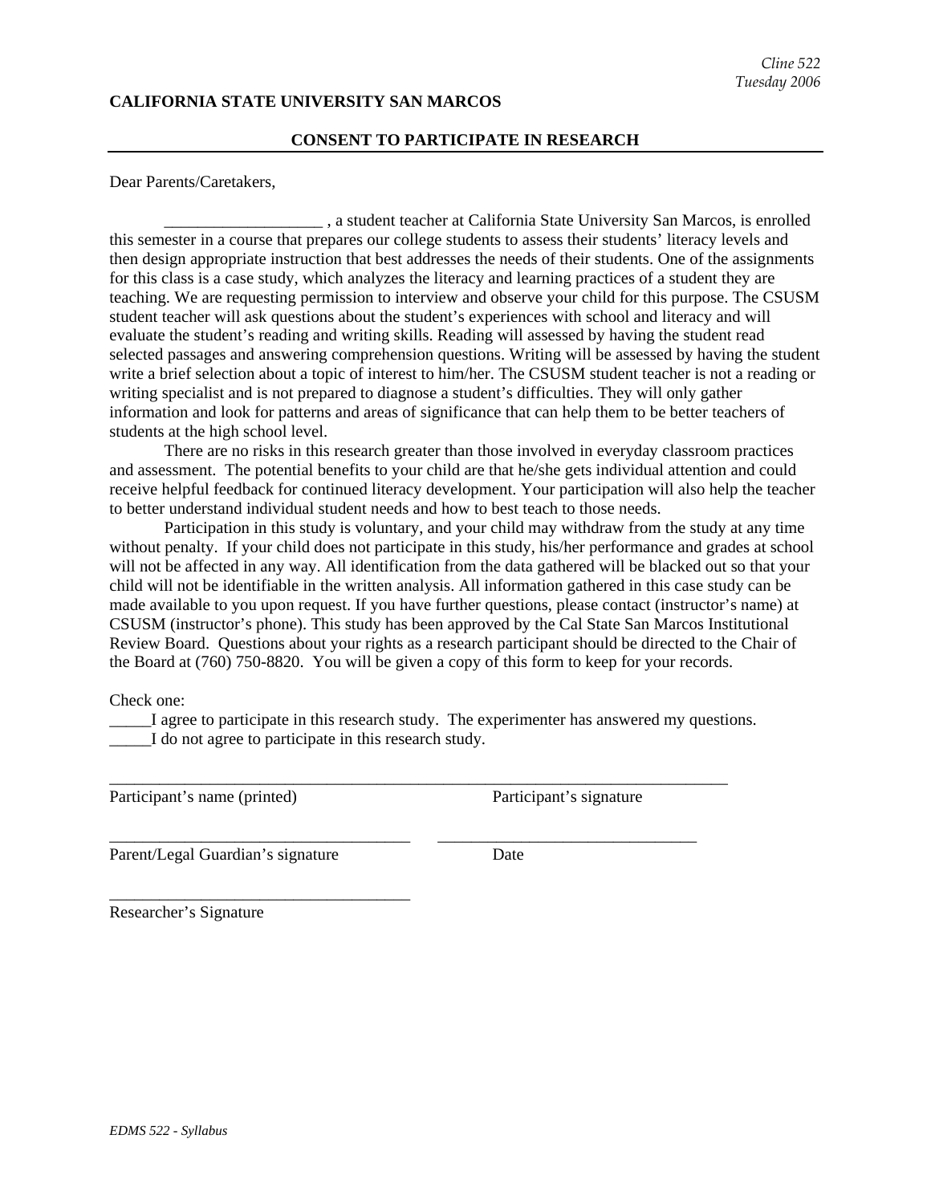**CALIFORNIA STATE UNIVERSITY SAN MARCOS**

**CONSENT TO PARTICIPATE IN RESEARCH**

Dear Parents/Caretakers,

___________________ , a student teacher at California State University San Marcos, is enrolled this semester in a course that prepares our college students to assess their students' literacy levels and then design appropriate instruction that best addresses the needs of their students. One of the assignments for this class is a case study, which analyzes the literacy and learning practices of a student they are teaching. We are requesting permission to interview and observe your child for this purpose. The CSUSM student teacher will ask questions about the student's experiences with school and literacy and will evaluate the student's reading and writing skills. Reading will assessed by having the student read selected passages and answering comprehension questions. Writing will be assessed by having the student write a brief selection about a topic of interest to him/her. The CSUSM student teacher is not a reading or writing specialist and is not prepared to diagnose a student's difficulties. They will only gather information and look for patterns and areas of significance that can help them to be better teachers of students at the high school level.

There are no risks in this research greater than those involved in everyday classroom practices and assessment. The potential benefits to your child are that he/she gets individual attention and could receive helpful feedback for continued literacy development. Your participation will also help the teacher to better understand individual student needs and how to best teach to those needs.

Participation in this study is voluntary, and your child may withdraw from the study at any time without penalty. If your child does not participate in this study, his/her performance and grades at school will not be affected in any way. All identification from the data gathered will be blacked out so that your child will not be identifiable in the written analysis. All information gathered in this case study can be made available to you upon request. If you have further questions, please contact (instructor's name) at CSUSM (instructor's phone). This study has been approved by the Cal State San Marcos Institutional Review Board. Questions about your rights as a research participant should be directed to the Chair of the Board at (760) 750-8820. You will be given a copy of this form to keep for your records.

Check one:

_____I agree to participate in this research study. The experimenter has answered my questions.

_____I do not agree to participate in this research study.

______________________________________________________________________________

Participant's name (printed) Participant's signature

_____________________________________ _______________________________

Parent/Legal Guardian's signature Date

_____________________________________

Researcher's Signature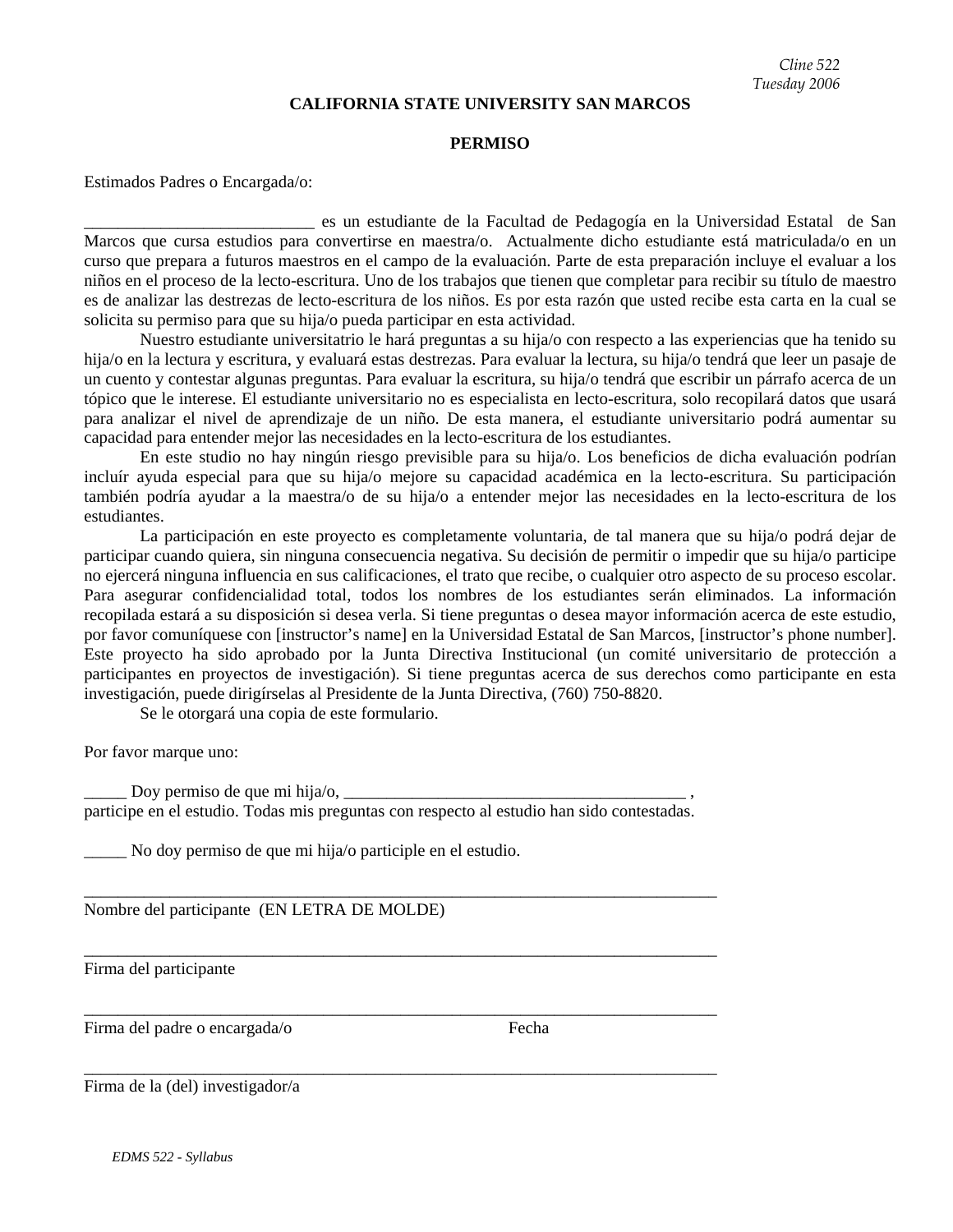**CALIFORNIA STATE UNIVERSITY SAN MARCOS**

**PERMISO**

Estimados Padres o Encargada/o:

__________________________ es un estudiante de la Facultad de Pedagogía en la Universidad Estatal de San Marcos que cursa estudios para convertirse en maestra/o. Actualmente dicho estudiante está matriculada/o en un curso que prepara a futuros maestros en el campo de la evaluación. Parte de esta preparación incluye el evaluar a los niños en el proceso de la lecto-escritura. Uno de los trabajos que tienen que completar para recibir su título de maestro es de analizar las destrezas de lecto-escritura de los niños. Es por esta razón que usted recibe esta carta en la cual se solicita su permiso para que su hija/o pueda participar en esta actividad.

Nuestro estudiante universitatrio le hará preguntas a su hija/o con respecto a las experiencias que ha tenido su hija/o en la lectura y escritura, y evaluará estas destrezas. Para evaluar la lectura, su hija/o tendrá que leer un pasaje de un cuento y contestar algunas preguntas. Para evaluar la escritura, su hija/o tendrá que escribir un párrafo acerca de un tópico que le interese. El estudiante universitario no es especialista en lecto-escritura, solo recopilará datos que usará para analizar el nivel de aprendizaje de un niño. De esta manera, el estudiante universitario podrá aumentar su capacidad para entender mejor las necesidades en la lecto-escritura de los estudiantes.

En este studio no hay ningún riesgo previsible para su hija/o. Los beneficios de dicha evaluación podrían incluír ayuda especial para que su hija/o mejore su capacidad académica en la lecto-escritura. Su participación también podría ayudar a la maestra/o de su hija/o a entender mejor las necesidades en la lecto-escritura de los estudiantes.

La participación en este proyecto es completamente voluntaria, de tal manera que su hija/o podrá dejar de participar cuando quiera, sin ninguna consecuencia negativa. Su decisión de permitir o impedir que su hija/o participe no ejercerá ninguna influencia en sus calificaciones, el trato que recibe, o cualquier otro aspecto de su proceso escolar. Para asegurar confidencialidad total, todos los nombres de los estudiantes serán eliminados. La información recopilada estará a su disposición si desea verla. Si tiene preguntas o desea mayor información acerca de este estudio, por favor comuníquese con [instructor's name] en la Universidad Estatal de San Marcos, [instructor's phone number]. Este proyecto ha sido aprobado por la Junta Directiva Institucional (un comité universitario de protección a participantes en proyectos de investigación). Si tiene preguntas acerca de sus derechos como participante en esta investigación, puede dirigírselas al Presidente de la Junta Directiva, (760) 750-8820.

Se le otorgará una copia de este formulario.

Por favor marque uno:

_____ Doy permiso de que mi hija/o, ________________________________________ , participe en el estudio. Todas mis preguntas con respecto al estudio han sido contestadas.

_____ No doy permiso de que mi hija/o participle en el estudio.

____________________________________________________________________________
Nombre del participante (EN LETRA DE MOLDE)

____________________________________________________________________________
Firma del participante

____________________________________________________________________________
Firma del padre o encargada/o                                        Fecha

____________________________________________________________________________
Firma de la (del) investigador/a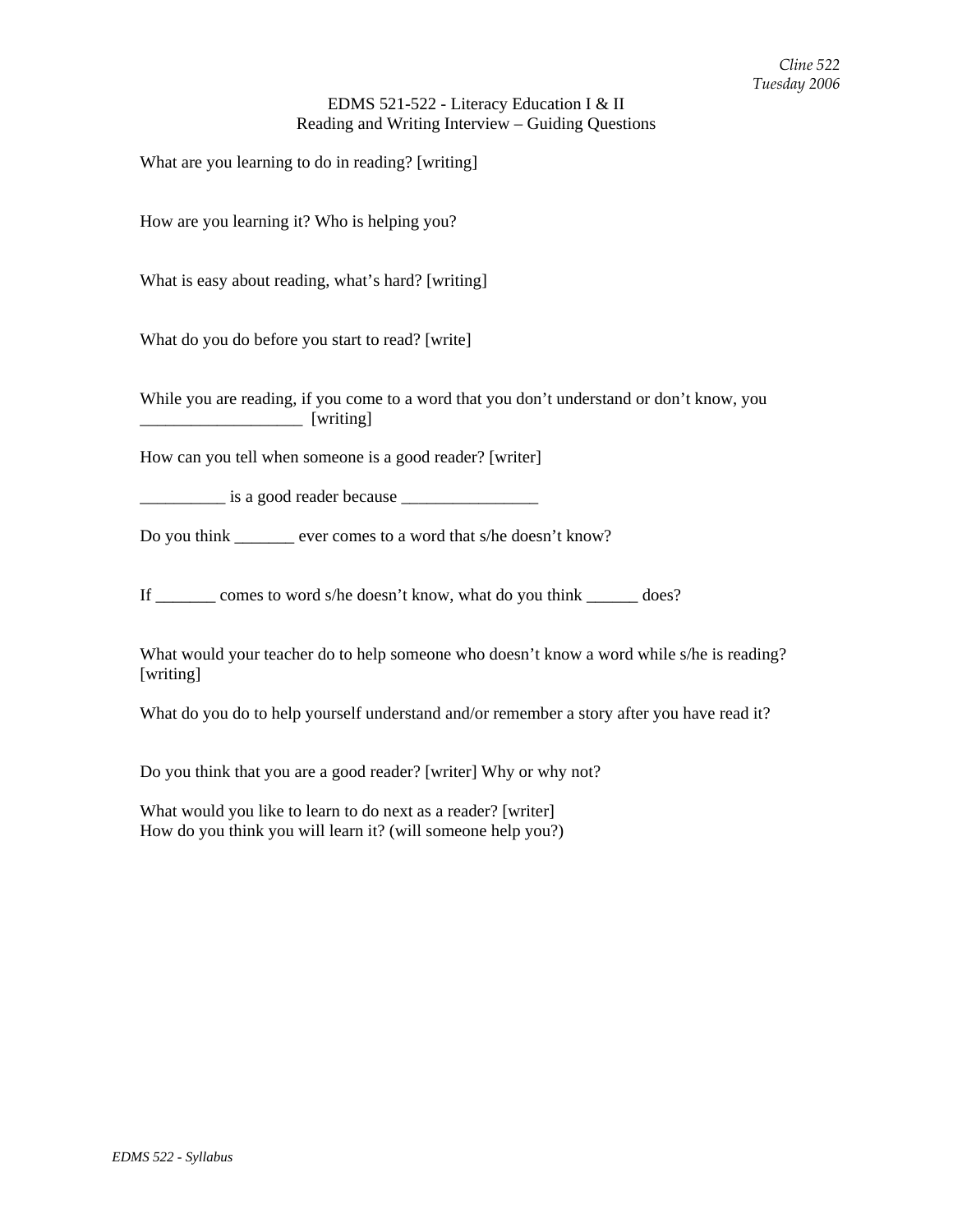EDMS 521-522 - Literacy Education I & II
Reading and Writing Interview – Guiding Questions

What are you learning to do in reading? [writing]

How are you learning it? Who is helping you?

What is easy about reading, what's hard? [writing]

What do you do before you start to read? [write]

While you are reading, if you come to a word that you don't understand or don't know, you ___________________ [writing]

How can you tell when someone is a good reader? [writer]

__________ is a good reader because ________________

Do you think _______ ever comes to a word that s/he doesn't know?

If _______ comes to word s/he doesn't know, what do you think ______ does?

What would your teacher do to help someone who doesn't know a word while s/he is reading? [writing]

What do you do to help yourself understand and/or remember a story after you have read it?

Do you think that you are a good reader? [writer] Why or why not?

What would you like to learn to do next as a reader? [writer]
How do you think you will learn it? (will someone help you?)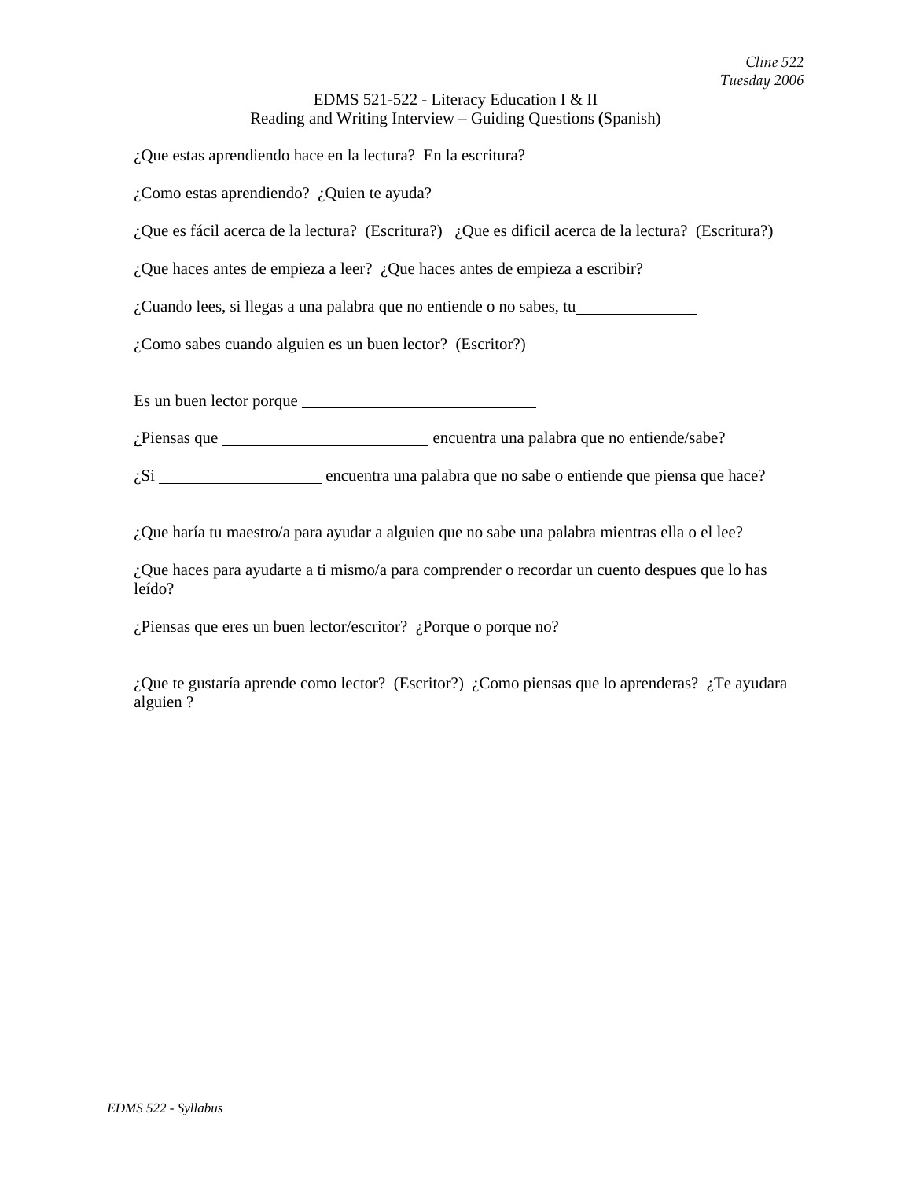# EDMS 521-522 - Literacy Education I & II

## Reading and Writing Interview – Guiding Questions (Spanish)

¿Que estas aprendiendo hace en la lectura? En la escritura?

¿Como estas aprendiendo? ¿Quien te ayuda?

¿Que es fácil acerca de la lectura? (Escritura?) ¿Que es dificil acerca de la lectura? (Escritura?)

¿Que haces antes de empieza a leer? ¿Que haces antes de empieza a escribir?

¿Cuando lees, si llegas a una palabra que no entiende o no sabes, tu_______________

¿Como sabes cuando alguien es un buen lector? (Escritor?)

Es un buen lector porque ______________________________

¿Piensas que __________________________ encuentra una palabra que no entiende/sabe?

¿Si _____________________ encuentra una palabra que no sabe o entiende que piensa que hace?

¿Que haría tu maestro/a para ayudar a alguien que no sabe una palabra mientras ella o el lee?

¿Que haces para ayudarte a ti mismo/a para comprender o recordar un cuento despues que lo has leído?

¿Piensas que eres un buen lector/escritor? ¿Porque o porque no?

¿Que te gustaría aprende como lector? (Escritor?) ¿Como piensas que lo aprenderas? ¿Te ayudara alguien ?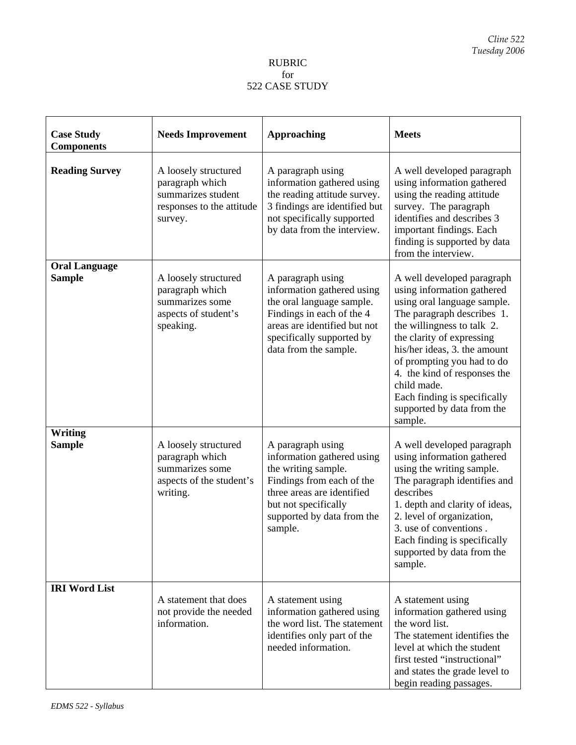RUBRIC
for
522 CASE STUDY

| Case Study Components | Needs Improvement | Approaching | Meets |
|---|---|---|---|
| **Reading Survey** | A loosely structured paragraph which summarizes student responses to the attitude survey. | A paragraph using information gathered using the reading attitude survey. 3 findings are identified but not specifically supported by data from the interview. | A well developed paragraph using information gathered using the reading attitude survey. The paragraph identifies and describes 3 important findings. Each finding is supported by data from the interview. |
| **Oral Language Sample** | A loosely structured paragraph which summarizes some aspects of student's speaking. | A paragraph using information gathered using the oral language sample. Findings in each of the 4 areas are identified but not specifically supported by data from the sample. | A well developed paragraph using information gathered using oral language sample. The paragraph describes 1. the willingness to talk 2. the clarity of expressing his/her ideas, 3. the amount of prompting you had to do 4. the kind of responses the child made. Each finding is specifically supported by data from the sample. |
| **Writing Sample** | A loosely structured paragraph which summarizes some aspects of the student's writing. | A paragraph using information gathered using the writing sample. Findings from each of the three areas are identified but not specifically supported by data from the sample. | A well developed paragraph using information gathered using the writing sample. The paragraph identifies and describes 1. depth and clarity of ideas, 2. level of organization, 3. use of conventions . Each finding is specifically supported by data from the sample. |
| **IRI Word List** | A statement that does not provide the needed information. | A statement using information gathered using the word list. The statement identifies only part of the needed information. | A statement using information gathered using the word list. The statement identifies the level at which the student first tested "instructional" and states the grade level to begin reading passages. |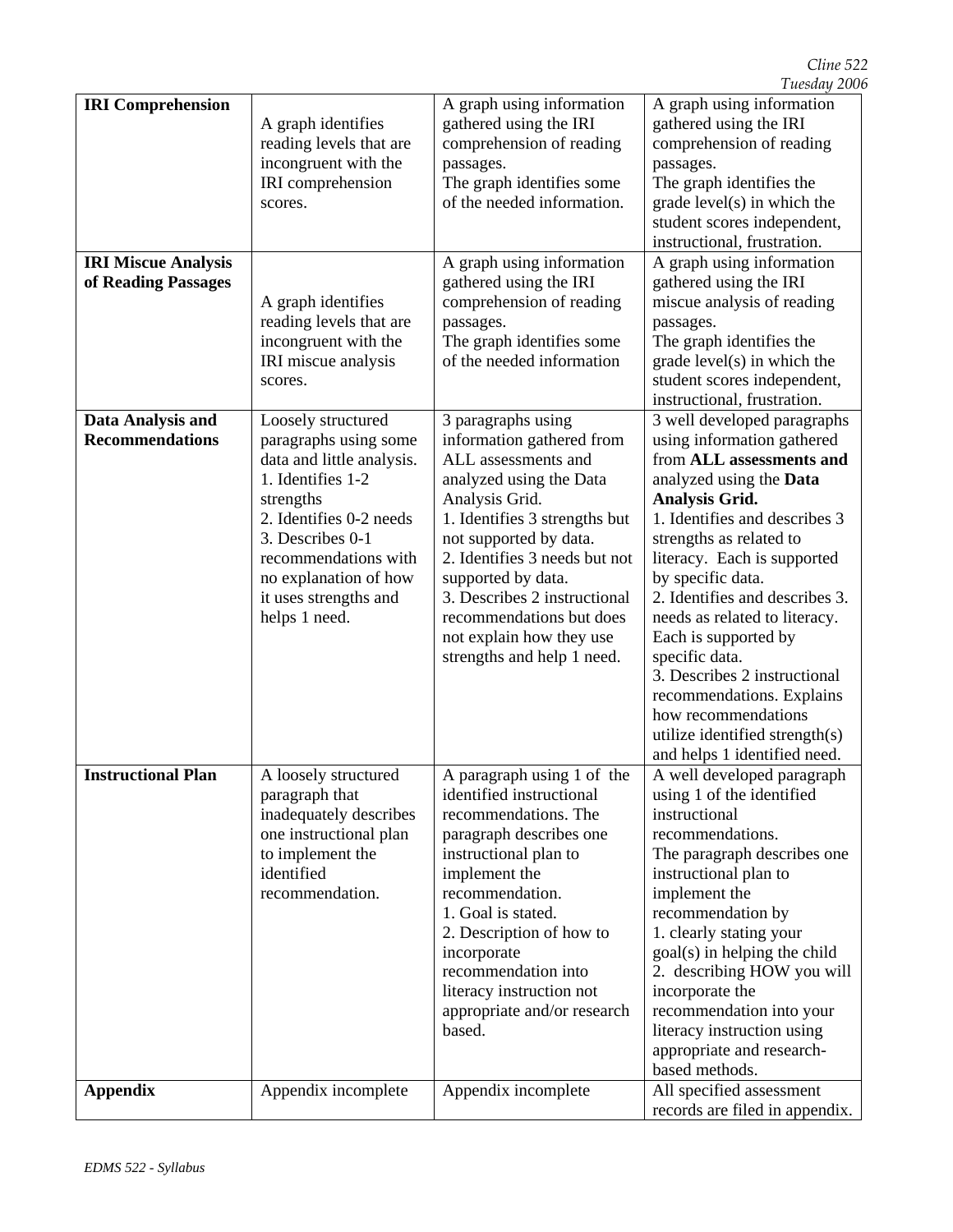| | | | |
|---|---|---|---|
| **IRI Comprehension** | A graph identifies reading levels that are incongruent with the IRI comprehension scores. | A graph using information gathered using the IRI comprehension of reading passages.<br>The graph identifies some of the needed information. | A graph using information gathered using the IRI comprehension of reading passages.<br>The graph identifies the grade level(s) in which the student scores independent, instructional, frustration. |
| **IRI Miscue Analysis of Reading Passages** | A graph identifies reading levels that are incongruent with the IRI miscue analysis scores. | A graph using information gathered using the IRI comprehension of reading passages.<br>The graph identifies some of the needed information | A graph using information gathered using the IRI miscue analysis of reading passages.<br>The graph identifies the grade level(s) in which the student scores independent, instructional, frustration. |
| **Data Analysis and Recommendations** | Loosely structured paragraphs using some data and little analysis.<br>1. Identifies 1-2 strengths<br>2. Identifies 0-2 needs<br>3. Describes 0-1 recommendations with no explanation of how it uses strengths and helps 1 need. | 3 paragraphs using information gathered from ALL assessments and analyzed using the Data Analysis Grid.<br>1. Identifies 3 strengths but not supported by data.<br>2. Identifies 3 needs but not supported by data.<br>3. Describes 2 instructional recommendations but does not explain how they use strengths and help 1 need. | 3 well developed paragraphs using information gathered from **ALL assessments and** analyzed using the **Data Analysis Grid.**<br>1. Identifies and describes 3 strengths as related to literacy. Each is supported by specific data.<br>2. Identifies and describes 3. needs as related to literacy. Each is supported by specific data.<br>3. Describes 2 instructional recommendations. Explains how recommendations utilize identified strength(s) and helps 1 identified need. |
| **Instructional Plan** | A loosely structured paragraph that inadequately describes one instructional plan to implement the identified recommendation. | A paragraph using 1 of the identified instructional recommendations. The paragraph describes one instructional plan to implement the recommendation.<br>1. Goal is stated.<br>2. Description of how to incorporate recommendation into literacy instruction not appropriate and/or research based. | A well developed paragraph using 1 of the identified instructional recommendations.<br>The paragraph describes one instructional plan to implement the recommendation by<br>1. clearly stating your goal(s) in helping the child<br>2. describing HOW you will incorporate the recommendation into your literacy instruction using appropriate and research-based methods. |
| **Appendix** | Appendix incomplete | Appendix incomplete | All specified assessment records are filed in appendix. |